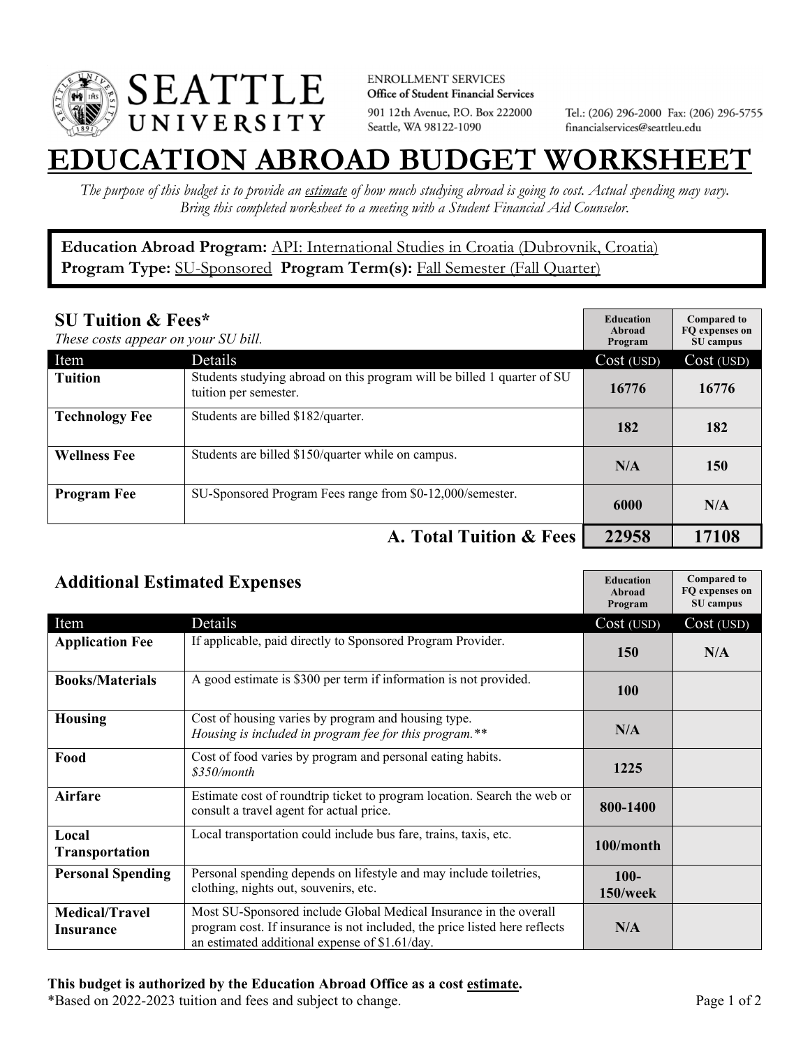SEATTLE UNIVERSITY

ENROLLMENT SERVICES
**Office of Student Financial Services**
901 12th Avenue, P.O. Box 222000
Seattle, WA 98122-1090

Tel.: (206) 296-2000 Fax: (206) 296-5755
financialservices@seattleu.edu

# EDUCATION ABROAD BUDGET WORKSHEET

*The purpose of this budget is to provide an estimate of how much studying abroad is going to cost. Actual spending may vary. Bring this completed worksheet to a meeting with a Student Financial Aid Counselor.*

**Education Abroad Program:** API: International Studies in Croatia (Dubrovnik, Croatia)
**Program Type:** SU-Sponsored **Program Term(s):** Fall Semester (Fall Quarter)

## SU Tuition & Fees*

*These costs appear on your SU bill.*

| Item | Details | Education Abroad Program Cost (USD) | Compared to FQ expenses on SU campus Cost (USD) |
|---|---|---|---|
| **Tuition** | Students studying abroad on this program will be billed 1 quarter of SU tuition per semester. | 16776 | 16776 |
| **Technology Fee** | Students are billed $182/quarter. | 182 | 182 |
| **Wellness Fee** | Students are billed $150/quarter while on campus. | N/A | 150 |
| **Program Fee** | SU-Sponsored Program Fees range from $0-12,000/semester. | 6000 | N/A |
| | **A. Total Tuition & Fees** | **22958** | **17108** |

## Additional Estimated Expenses

| Item | Details | Education Abroad Program Cost (USD) | Compared to FQ expenses on SU campus Cost (USD) |
|---|---|---|---|
| **Application Fee** | If applicable, paid directly to Sponsored Program Provider. | 150 | N/A |
| **Books/Materials** | A good estimate is $300 per term if information is not provided. | 100 | |
| **Housing** | Cost of housing varies by program and housing type. *Housing is included in program fee for this program.*** | N/A | |
| **Food** | Cost of food varies by program and personal eating habits. *$350/month* | 1225 | |
| **Airfare** | Estimate cost of roundtrip ticket to program location. Search the web or consult a travel agent for actual price. | 800-1400 | |
| **Local Transportation** | Local transportation could include bus fare, trains, taxis, etc. | 100/month | |
| **Personal Spending** | Personal spending depends on lifestyle and may include toiletries, clothing, nights out, souvenirs, etc. | 100-150/week | |
| **Medical/Travel Insurance** | Most SU-Sponsored include Global Medical Insurance in the overall program cost. If insurance is not included, the price listed here reflects an estimated additional expense of $1.61/day. | N/A | |

**This budget is authorized by the Education Abroad Office as a cost estimate.**

*Based on 2022-2023 tuition and fees and subject to change.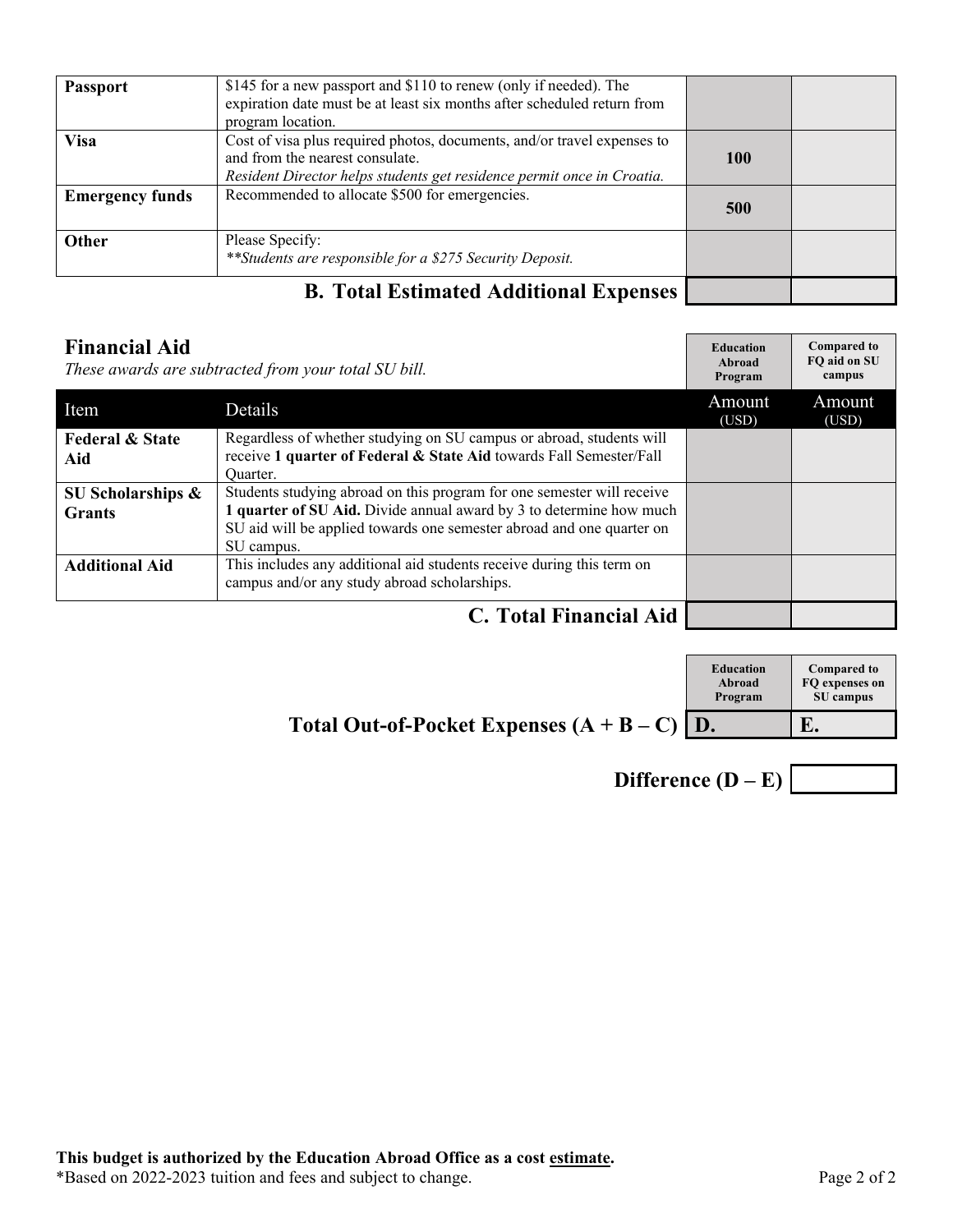| | | | |
|---|---|---|---|
| **Passport** | $145 for a new passport and $110 to renew (only if needed). The expiration date must be at least six months after scheduled return from program location. | | |
| **Visa** | Cost of visa plus required photos, documents, and/or travel expenses to and from the nearest consulate. *Resident Director helps students get residence permit once in Croatia.* | **100** | |
| **Emergency funds** | Recommended to allocate $500 for emergencies. | **500** | |
| **Other** | Please Specify: *\*\*Students are responsible for a $275 Security Deposit.* | | |
| | **B. Total Estimated Additional Expenses** | | |

## Financial Aid

*These awards are subtracted from your total SU bill.*

| Item | Details | Education Abroad Program Amount (USD) | Compared to FQ aid on SU campus Amount (USD) |
|---|---|---|---|
| **Federal & State Aid** | Regardless of whether studying on SU campus or abroad, students will receive **1 quarter of Federal & State Aid** towards Fall Semester/Fall Quarter. | | |
| **SU Scholarships & Grants** | Students studying abroad on this program for one semester will receive **1 quarter of SU Aid.** Divide annual award by 3 to determine how much SU aid will be applied towards one semester abroad and one quarter on SU campus. | | |
| **Additional Aid** | This includes any additional aid students receive during this term on campus and/or any study abroad scholarships. | | |
| | **C. Total Financial Aid** | | |

| | Education Abroad Program | Compared to FQ expenses on SU campus |
|---|---|---|
| **Total Out-of-Pocket Expenses (A + B – C)** | **D.** | **E.** |

**Difference (D – E)**

**This budget is authorized by the Education Abroad Office as a cost estimate.**

\*Based on 2022-2023 tuition and fees and subject to change.